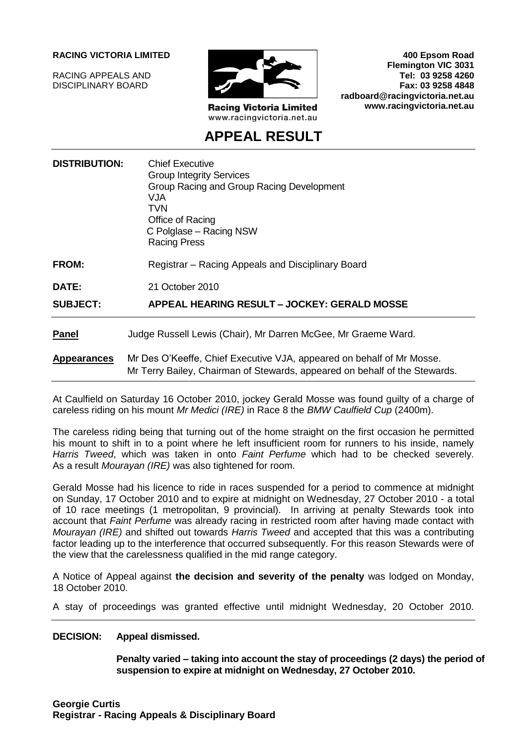**RACING VICTORIA LIMITED**

RACING APPEALS AND
DISCIPLINARY BOARD

Racing Victoria Limited
www.racingvictoria.net.au

**400 Epsom Road**
**Flemington VIC 3031**
**Tel: 03 9258 4260**
**Fax: 03 9258 4848**
**radboard@racingvictoria.net.au**
**www.racingvictoria.net.au**

# APPEAL RESULT

**DISTRIBUTION:** Chief Executive
Group Integrity Services
Group Racing and Group Racing Development
VJA
TVN
Office of Racing
C Polglase – Racing NSW
Racing Press

**FROM:** Registrar – Racing Appeals and Disciplinary Board

**DATE:** 21 October 2010

**SUBJECT:** **APPEAL HEARING RESULT – JOCKEY: GERALD MOSSE**

**Panel** Judge Russell Lewis (Chair), Mr Darren McGee, Mr Graeme Ward.

**Appearances** Mr Des O'Keeffe, Chief Executive VJA, appeared on behalf of Mr Mosse.
Mr Terry Bailey, Chairman of Stewards, appeared on behalf of the Stewards.

At Caulfield on Saturday 16 October 2010, jockey Gerald Mosse was found guilty of a charge of careless riding on his mount *Mr Medici (IRE)* in Race 8 the *BMW Caulfield Cup* (2400m).

The careless riding being that turning out of the home straight on the first occasion he permitted his mount to shift in to a point where he left insufficient room for runners to his inside, namely *Harris Tweed*, which was taken in onto *Faint Perfume* which had to be checked severely. As a result *Mourayan (IRE)* was also tightened for room.

Gerald Mosse had his licence to ride in races suspended for a period to commence at midnight on Sunday, 17 October 2010 and to expire at midnight on Wednesday, 27 October 2010 - a total of 10 race meetings (1 metropolitan, 9 provincial). In arriving at penalty Stewards took into account that *Faint Perfume* was already racing in restricted room after having made contact with *Mourayan (IRE)* and shifted out towards *Harris Tweed* and accepted that this was a contributing factor leading up to the interference that occurred subsequently. For this reason Stewards were of the view that the carelessness qualified in the mid range category.

A Notice of Appeal against **the decision and severity of the penalty** was lodged on Monday, 18 October 2010.

A stay of proceedings was granted effective until midnight Wednesday, 20 October 2010.

**DECISION: Appeal dismissed.**

**Penalty varied – taking into account the stay of proceedings (2 days) the period of suspension to expire at midnight on Wednesday, 27 October 2010.**

**Georgie Curtis**
**Registrar - Racing Appeals & Disciplinary Board**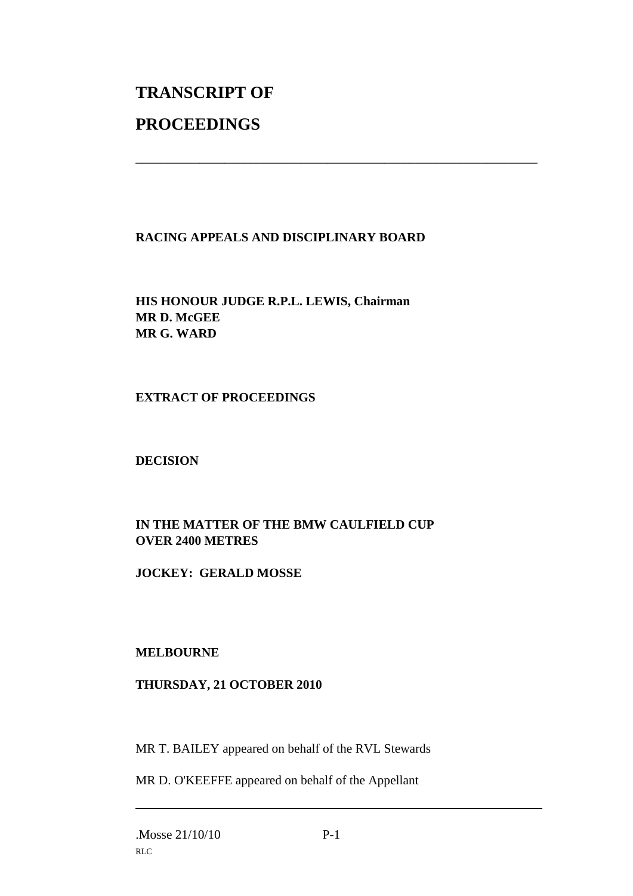# TRANSCRIPT OF

# PROCEEDINGS

---

**RACING APPEALS AND DISCIPLINARY BOARD**

**HIS HONOUR JUDGE R.P.L. LEWIS, Chairman**
**MR D. McGEE**
**MR G. WARD**

**EXTRACT OF PROCEEDINGS**

**DECISION**

**IN THE MATTER OF THE BMW CAULFIELD CUP OVER 2400 METRES**

**JOCKEY: GERALD MOSSE**

**MELBOURNE**

**THURSDAY, 21 OCTOBER 2010**

MR T. BAILEY appeared on behalf of the RVL Stewards

MR D. O'KEEFFE appeared on behalf of the Appellant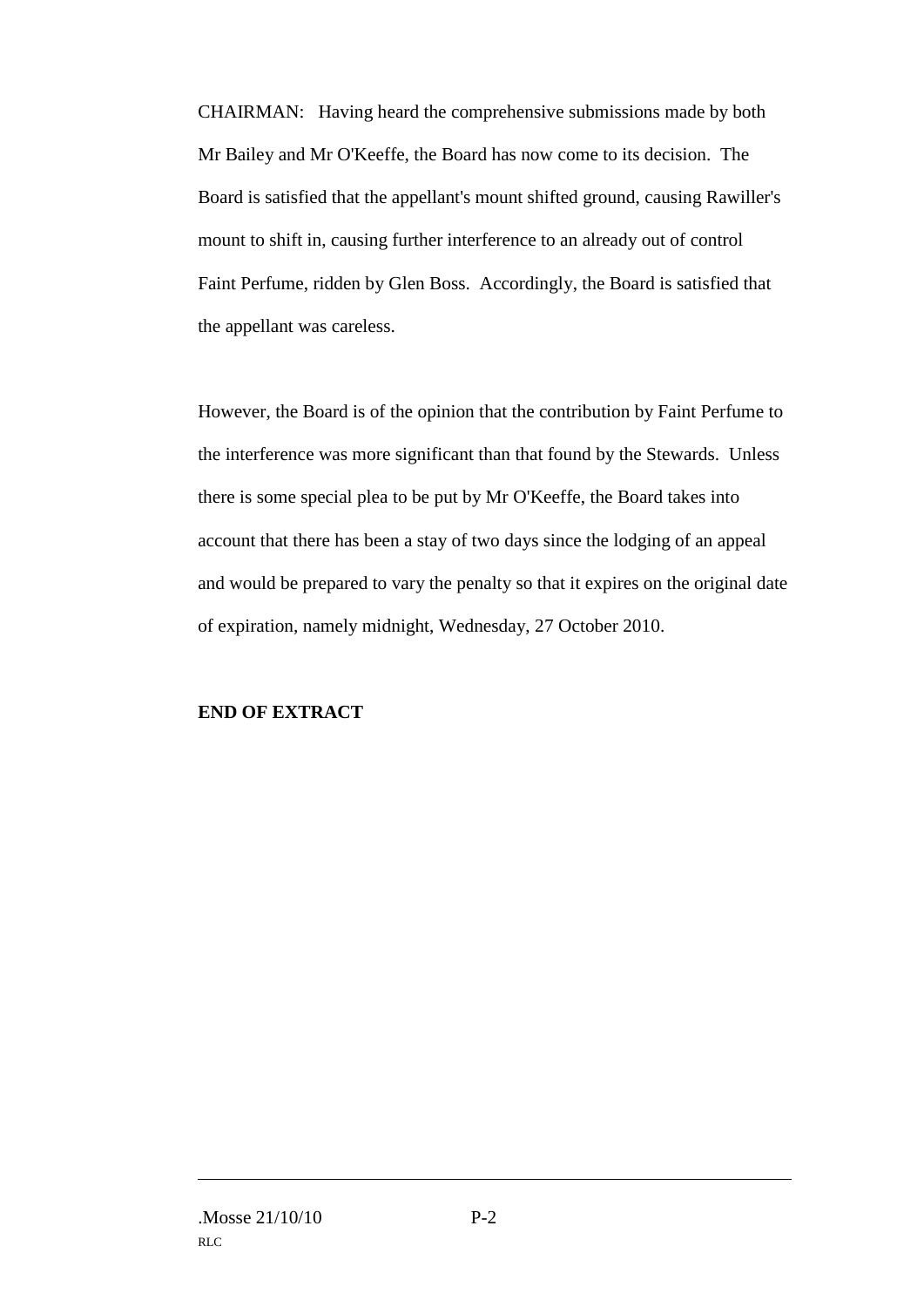CHAIRMAN: Having heard the comprehensive submissions made by both Mr Bailey and Mr O'Keeffe, the Board has now come to its decision. The Board is satisfied that the appellant's mount shifted ground, causing Rawiller's mount to shift in, causing further interference to an already out of control Faint Perfume, ridden by Glen Boss. Accordingly, the Board is satisfied that the appellant was careless.

However, the Board is of the opinion that the contribution by Faint Perfume to the interference was more significant than that found by the Stewards. Unless there is some special plea to be put by Mr O'Keeffe, the Board takes into account that there has been a stay of two days since the lodging of an appeal and would be prepared to vary the penalty so that it expires on the original date of expiration, namely midnight, Wednesday, 27 October 2010.

**END OF EXTRACT**